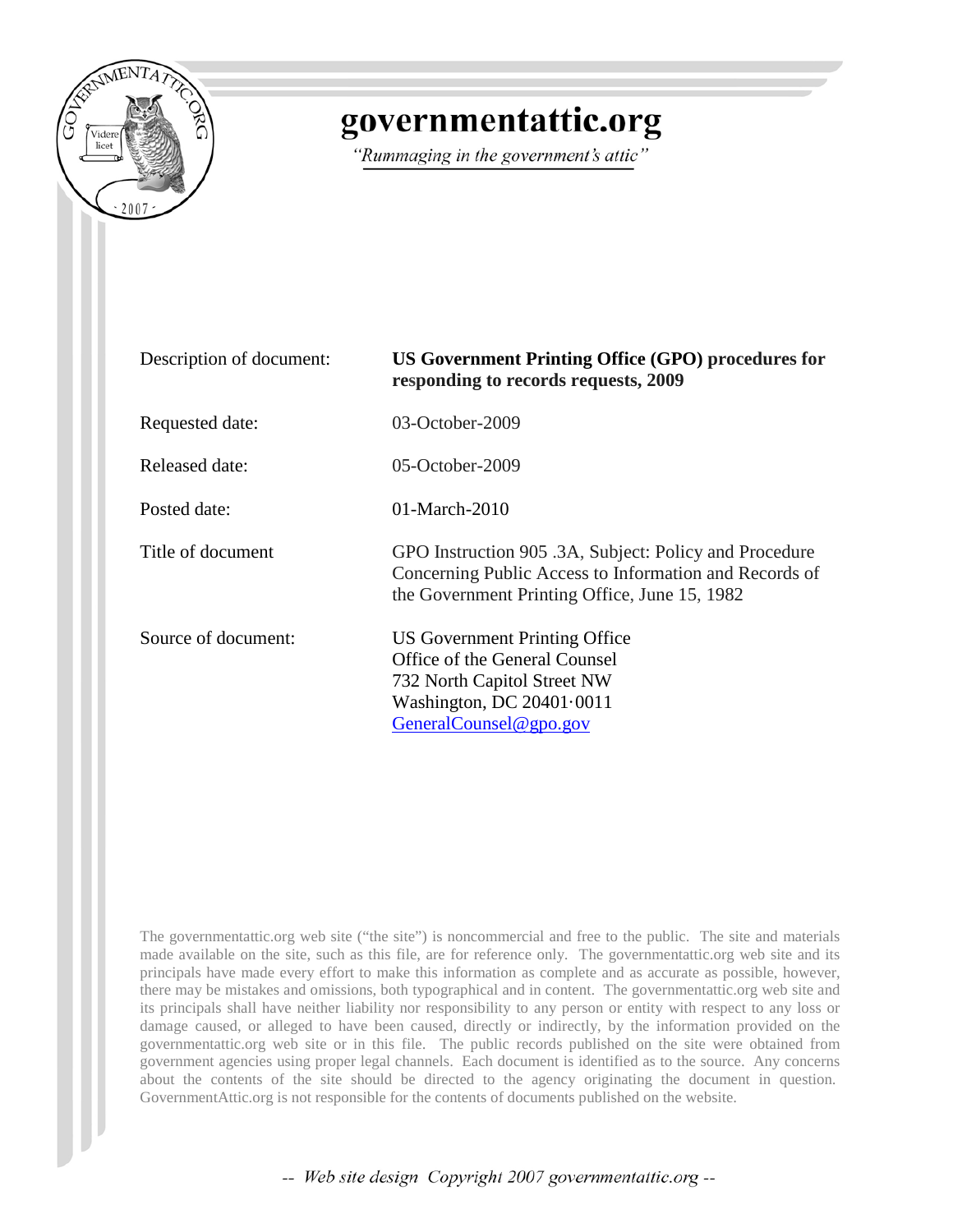# governmentattic.org

*"Rummaging in the government's attic"*

| | |
|---|---|
| Description of document: | **US Government Printing Office (GPO) procedures for responding to records requests, 2009** |
| Requested date: | 03-October-2009 |
| Released date: | 05-October-2009 |
| Posted date: | 01-March-2010 |
| Title of document | GPO Instruction 905 .3A, Subject: Policy and Procedure Concerning Public Access to Information and Records of the Government Printing Office, June 15, 1982 |
| Source of document: | US Government Printing Office<br>Office of the General Counsel<br>732 North Capitol Street NW<br>Washington, DC 20401·0011<br>GeneralCounsel@gpo.gov |

The governmentattic.org web site ("the site") is noncommercial and free to the public. The site and materials made available on the site, such as this file, are for reference only. The governmentattic.org web site and its principals have made every effort to make this information as complete and as accurate as possible, however, there may be mistakes and omissions, both typographical and in content. The governmentattic.org web site and its principals shall have neither liability nor responsibility to any person or entity with respect to any loss or damage caused, or alleged to have been caused, directly or indirectly, by the information provided on the governmentattic.org web site or in this file. The public records published on the site were obtained from government agencies using proper legal channels. Each document is identified as to the source. Any concerns about the contents of the site should be directed to the agency originating the document in question. GovernmentAttic.org is not responsible for the contents of documents published on the website.

-- *Web site design Copyright 2007 governmentattic.org* --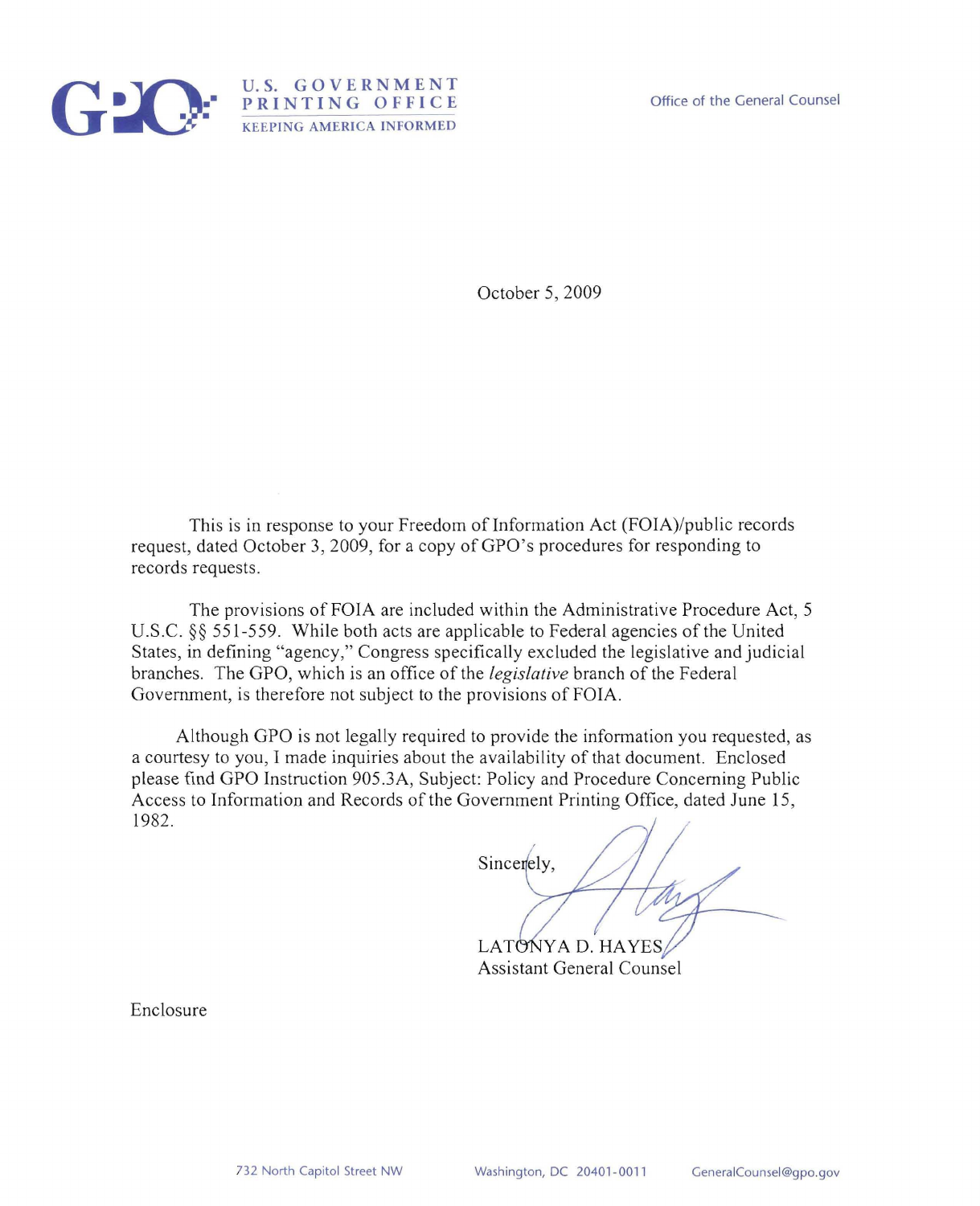U.S. GOVERNMENT PRINTING OFFICE
KEEPING AMERICA INFORMED

Office of the General Counsel

October 5, 2009

This is in response to your Freedom of Information Act (FOIA)/public records request, dated October 3, 2009, for a copy of GPO's procedures for responding to records requests.

The provisions of FOIA are included within the Administrative Procedure Act, 5 U.S.C. §§ 551-559. While both acts are applicable to Federal agencies of the United States, in defining "agency," Congress specifically excluded the legislative and judicial branches. The GPO, which is an office of the *legislative* branch of the Federal Government, is therefore not subject to the provisions of FOIA.

Although GPO is not legally required to provide the information you requested, as a courtesy to you, I made inquiries about the availability of that document. Enclosed please find GPO Instruction 905.3A, Subject: Policy and Procedure Concerning Public Access to Information and Records of the Government Printing Office, dated June 15, 1982.

Sincerely,

LATONYA D. HAYES
Assistant General Counsel

Enclosure

732 North Capitol Street NW Washington, DC 20401-0011 GeneralCounsel@gpo.gov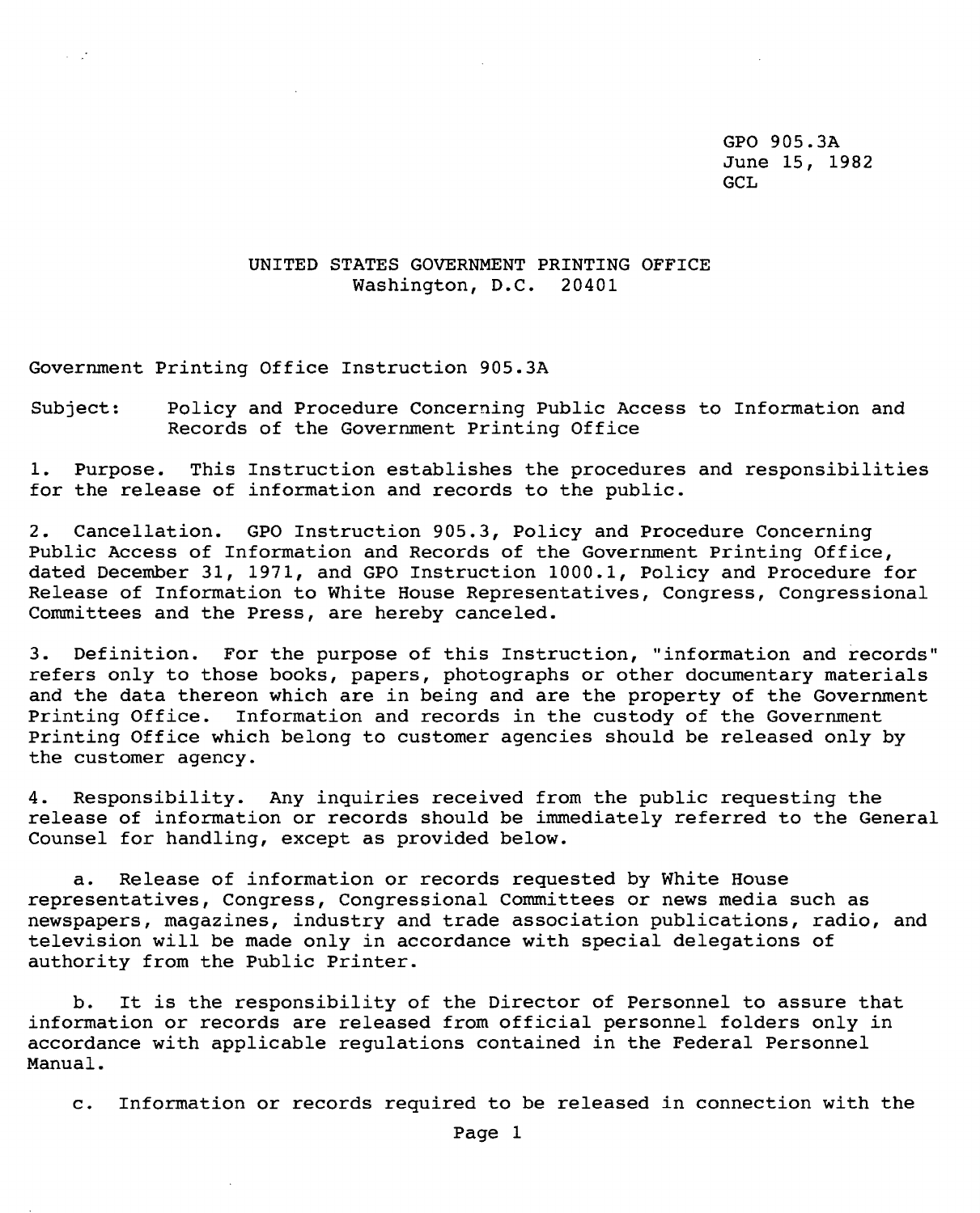GPO 905.3A
June 15, 1982
GCL

UNITED STATES GOVERNMENT PRINTING OFFICE
Washington, D.C. 20401

Government Printing Office Instruction 905.3A

Subject: Policy and Procedure Concerning Public Access to Information and Records of the Government Printing Office

1. Purpose. This Instruction establishes the procedures and responsibilities for the release of information and records to the public.

2. Cancellation. GPO Instruction 905.3, Policy and Procedure Concerning Public Access of Information and Records of the Government Printing Office, dated December 31, 1971, and GPO Instruction 1000.1, Policy and Procedure for Release of Information to White House Representatives, Congress, Congressional Committees and the Press, are hereby canceled.

3. Definition. For the purpose of this Instruction, "information and records" refers only to those books, papers, photographs or other documentary materials and the data thereon which are in being and are the property of the Government Printing Office. Information and records in the custody of the Government Printing Office which belong to customer agencies should be released only by the customer agency.

4. Responsibility. Any inquiries received from the public requesting the release of information or records should be immediately referred to the General Counsel for handling, except as provided below.

   a. Release of information or records requested by White House representatives, Congress, Congressional Committees or news media such as newspapers, magazines, industry and trade association publications, radio, and television will be made only in accordance with special delegations of authority from the Public Printer.

   b. It is the responsibility of the Director of Personnel to assure that information or records are released from official personnel folders only in accordance with applicable regulations contained in the Federal Personnel Manual.

   c. Information or records required to be released in connection with the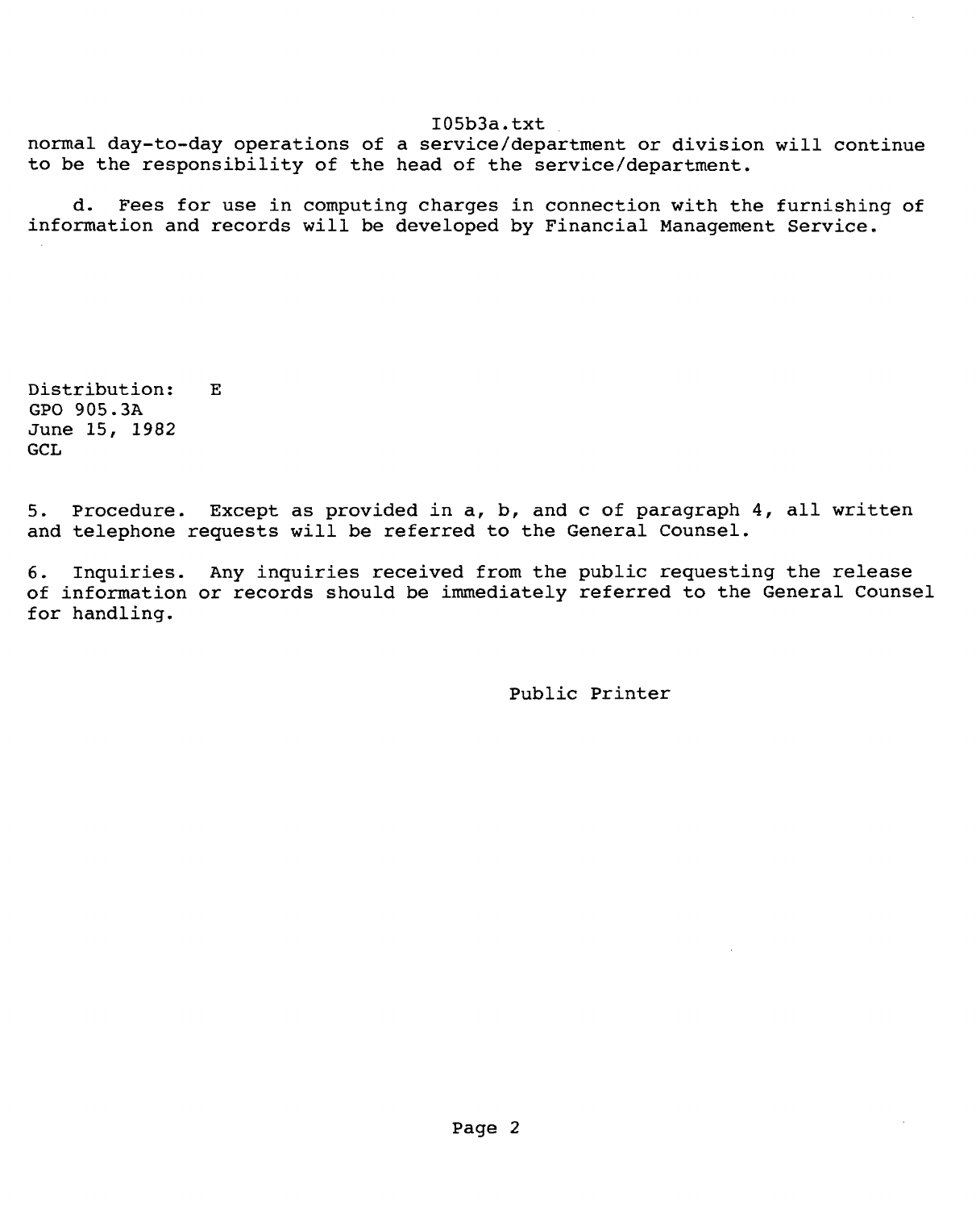normal day-to-day operations of a service/department or division will continue to be the responsibility of the head of the service/department.

d. Fees for use in computing charges in connection with the furnishing of information and records will be developed by Financial Management Service.

Distribution: E
GPO 905.3A
June 15, 1982
GCL

5. Procedure. Except as provided in a, b, and c of paragraph 4, all written and telephone requests will be referred to the General Counsel.

6. Inquiries. Any inquiries received from the public requesting the release of information or records should be immediately referred to the General Counsel for handling.

Public Printer